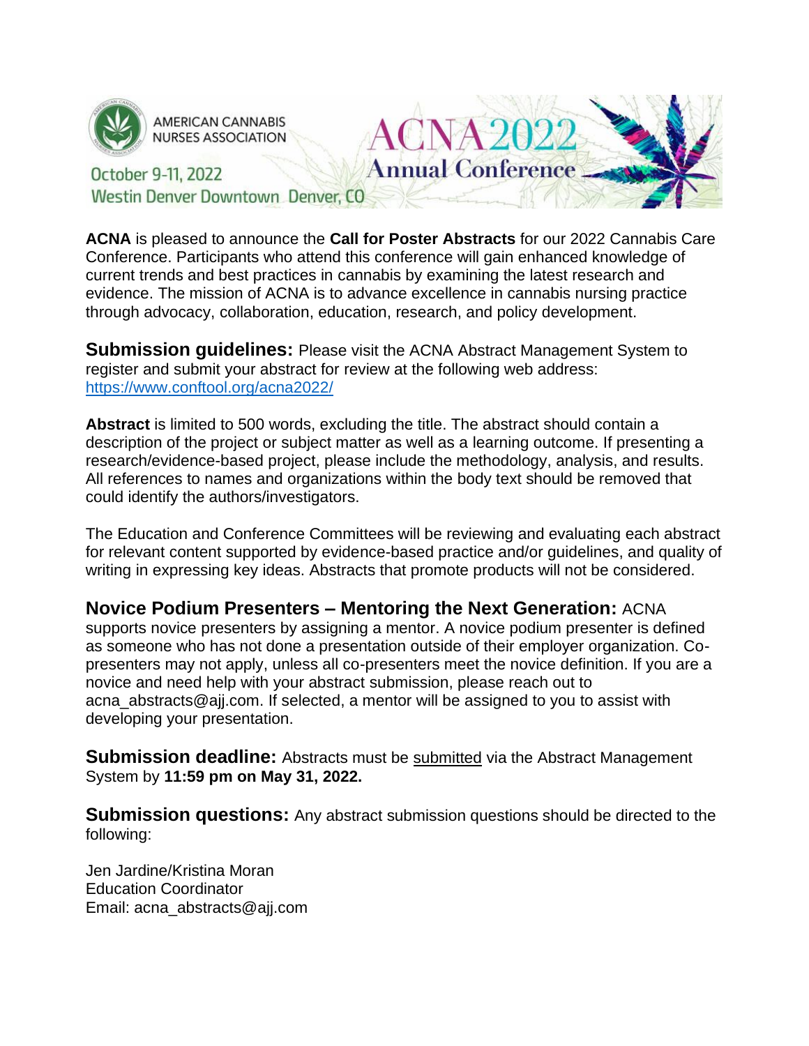AMERICAN CANNABIS NURSES ASSOCIATION

# ACNA 2022 Annual Conference

October 9-11, 2022
Westin Denver Downtown Denver, CO

**ACNA** is pleased to announce the **Call for Poster Abstracts** for our 2022 Cannabis Care Conference. Participants who attend this conference will gain enhanced knowledge of current trends and best practices in cannabis by examining the latest research and evidence. The mission of ACNA is to advance excellence in cannabis nursing practice through advocacy, collaboration, education, research, and policy development.

**Submission guidelines:** Please visit the ACNA Abstract Management System to register and submit your abstract for review at the following web address: https://www.conftool.org/acna2022/

**Abstract** is limited to 500 words, excluding the title. The abstract should contain a description of the project or subject matter as well as a learning outcome. If presenting a research/evidence-based project, please include the methodology, analysis, and results. All references to names and organizations within the body text should be removed that could identify the authors/investigators.

The Education and Conference Committees will be reviewing and evaluating each abstract for relevant content supported by evidence-based practice and/or guidelines, and quality of writing in expressing key ideas. Abstracts that promote products will not be considered.

**Novice Podium Presenters – Mentoring the Next Generation:** ACNA supports novice presenters by assigning a mentor. A novice podium presenter is defined as someone who has not done a presentation outside of their employer organization. Co-presenters may not apply, unless all co-presenters meet the novice definition. If you are a novice and need help with your abstract submission, please reach out to acna_abstracts@ajj.com. If selected, a mentor will be assigned to you to assist with developing your presentation.

**Submission deadline:** Abstracts must be submitted via the Abstract Management System by **11:59 pm on May 31, 2022.**

**Submission questions:** Any abstract submission questions should be directed to the following:

Jen Jardine/Kristina Moran
Education Coordinator
Email: acna_abstracts@ajj.com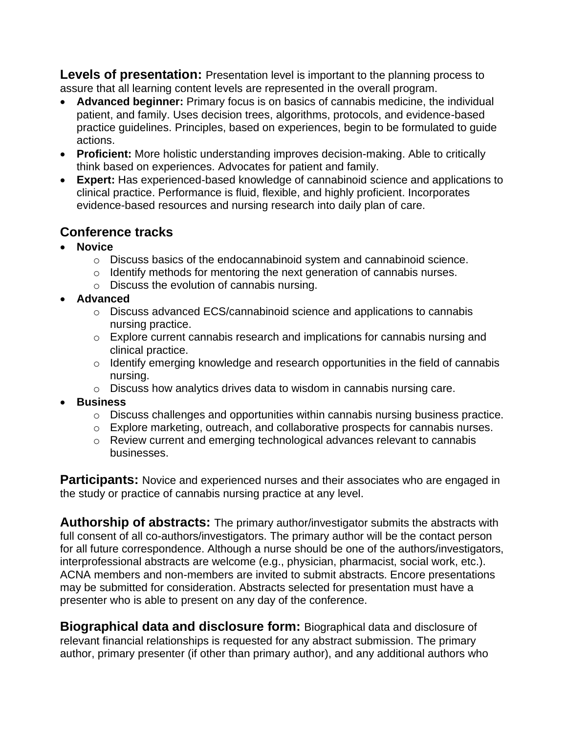**Levels of presentation:** Presentation level is important to the planning process to assure that all learning content levels are represented in the overall program.

- **Advanced beginner:** Primary focus is on basics of cannabis medicine, the individual patient, and family. Uses decision trees, algorithms, protocols, and evidence-based practice guidelines. Principles, based on experiences, begin to be formulated to guide actions.
- **Proficient:** More holistic understanding improves decision-making. Able to critically think based on experiences. Advocates for patient and family.
- **Expert:** Has experienced-based knowledge of cannabinoid science and applications to clinical practice. Performance is fluid, flexible, and highly proficient. Incorporates evidence-based resources and nursing research into daily plan of care.

## Conference tracks

- **Novice**
  - Discuss basics of the endocannabinoid system and cannabinoid science.
  - Identify methods for mentoring the next generation of cannabis nurses.
  - Discuss the evolution of cannabis nursing.
- **Advanced**
  - Discuss advanced ECS/cannabinoid science and applications to cannabis nursing practice.
  - Explore current cannabis research and implications for cannabis nursing and clinical practice.
  - Identify emerging knowledge and research opportunities in the field of cannabis nursing.
  - Discuss how analytics drives data to wisdom in cannabis nursing care.
- **Business**
  - Discuss challenges and opportunities within cannabis nursing business practice.
  - Explore marketing, outreach, and collaborative prospects for cannabis nurses.
  - Review current and emerging technological advances relevant to cannabis businesses.

**Participants:** Novice and experienced nurses and their associates who are engaged in the study or practice of cannabis nursing practice at any level.

**Authorship of abstracts:** The primary author/investigator submits the abstracts with full consent of all co-authors/investigators. The primary author will be the contact person for all future correspondence. Although a nurse should be one of the authors/investigators, interprofessional abstracts are welcome (e.g., physician, pharmacist, social work, etc.). ACNA members and non-members are invited to submit abstracts. Encore presentations may be submitted for consideration. Abstracts selected for presentation must have a presenter who is able to present on any day of the conference.

**Biographical data and disclosure form:** Biographical data and disclosure of relevant financial relationships is requested for any abstract submission. The primary author, primary presenter (if other than primary author), and any additional authors who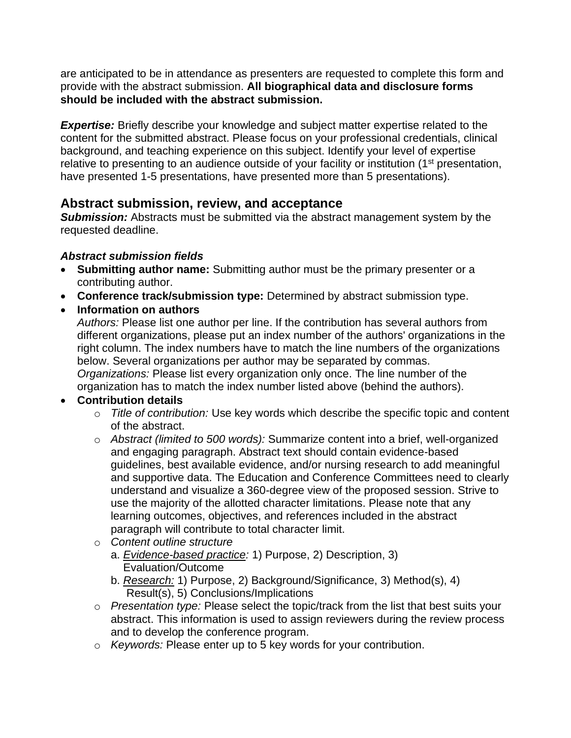are anticipated to be in attendance as presenters are requested to complete this form and provide with the abstract submission. **All biographical data and disclosure forms should be included with the abstract submission.**

***Expertise:*** Briefly describe your knowledge and subject matter expertise related to the content for the submitted abstract. Please focus on your professional credentials, clinical background, and teaching experience on this subject. Identify your level of expertise relative to presenting to an audience outside of your facility or institution (1st presentation, have presented 1-5 presentations, have presented more than 5 presentations).

## Abstract submission, review, and acceptance

***Submission:*** Abstracts must be submitted via the abstract management system by the requested deadline.

***Abstract submission fields***

- **Submitting author name:** Submitting author must be the primary presenter or a contributing author.
- **Conference track/submission type:** Determined by abstract submission type.
- **Information on authors**
  *Authors:* Please list one author per line. If the contribution has several authors from different organizations, please put an index number of the authors' organizations in the right column. The index numbers have to match the line numbers of the organizations below. Several organizations per author may be separated by commas.
  *Organizations:* Please list every organization only once. The line number of the organization has to match the index number listed above (behind the authors).
- **Contribution details**
  - *Title of contribution:* Use key words which describe the specific topic and content of the abstract.
  - *Abstract (limited to 500 words):* Summarize content into a brief, well-organized and engaging paragraph. Abstract text should contain evidence-based guidelines, best available evidence, and/or nursing research to add meaningful and supportive data. The Education and Conference Committees need to clearly understand and visualize a 360-degree view of the proposed session. Strive to use the majority of the allotted character limitations. Please note that any learning outcomes, objectives, and references included in the abstract paragraph will contribute to total character limit.
  - *Content outline structure*
    a. *Evidence-based practice:* 1) Purpose, 2) Description, 3) Evaluation/Outcome
    b. *Research:* 1) Purpose, 2) Background/Significance, 3) Method(s), 4) Result(s), 5) Conclusions/Implications
  - *Presentation type:* Please select the topic/track from the list that best suits your abstract. This information is used to assign reviewers during the review process and to develop the conference program.
  - *Keywords:* Please enter up to 5 key words for your contribution.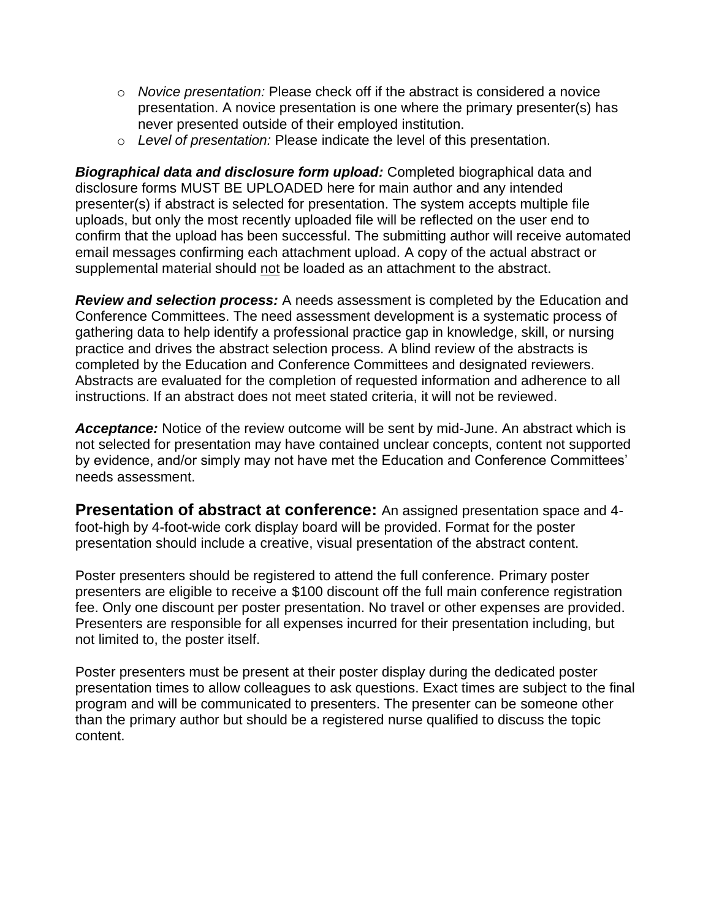- *Novice presentation:* Please check off if the abstract is considered a novice presentation. A novice presentation is one where the primary presenter(s) has never presented outside of their employed institution.
- *Level of presentation:* Please indicate the level of this presentation.

***Biographical data and disclosure form upload:*** Completed biographical data and disclosure forms MUST BE UPLOADED here for main author and any intended presenter(s) if abstract is selected for presentation. The system accepts multiple file uploads, but only the most recently uploaded file will be reflected on the user end to confirm that the upload has been successful. The submitting author will receive automated email messages confirming each attachment upload. A copy of the actual abstract or supplemental material should <u>not</u> be loaded as an attachment to the abstract.

***Review and selection process:*** A needs assessment is completed by the Education and Conference Committees. The need assessment development is a systematic process of gathering data to help identify a professional practice gap in knowledge, skill, or nursing practice and drives the abstract selection process. A blind review of the abstracts is completed by the Education and Conference Committees and designated reviewers. Abstracts are evaluated for the completion of requested information and adherence to all instructions. If an abstract does not meet stated criteria, it will not be reviewed.

***Acceptance:*** Notice of the review outcome will be sent by mid-June. An abstract which is not selected for presentation may have contained unclear concepts, content not supported by evidence, and/or simply may not have met the Education and Conference Committees' needs assessment.

**Presentation of abstract at conference:** An assigned presentation space and 4-foot-high by 4-foot-wide cork display board will be provided. Format for the poster presentation should include a creative, visual presentation of the abstract content.

Poster presenters should be registered to attend the full conference. Primary poster presenters are eligible to receive a $100 discount off the full main conference registration fee. Only one discount per poster presentation. No travel or other expenses are provided. Presenters are responsible for all expenses incurred for their presentation including, but not limited to, the poster itself.

Poster presenters must be present at their poster display during the dedicated poster presentation times to allow colleagues to ask questions. Exact times are subject to the final program and will be communicated to presenters. The presenter can be someone other than the primary author but should be a registered nurse qualified to discuss the topic content.